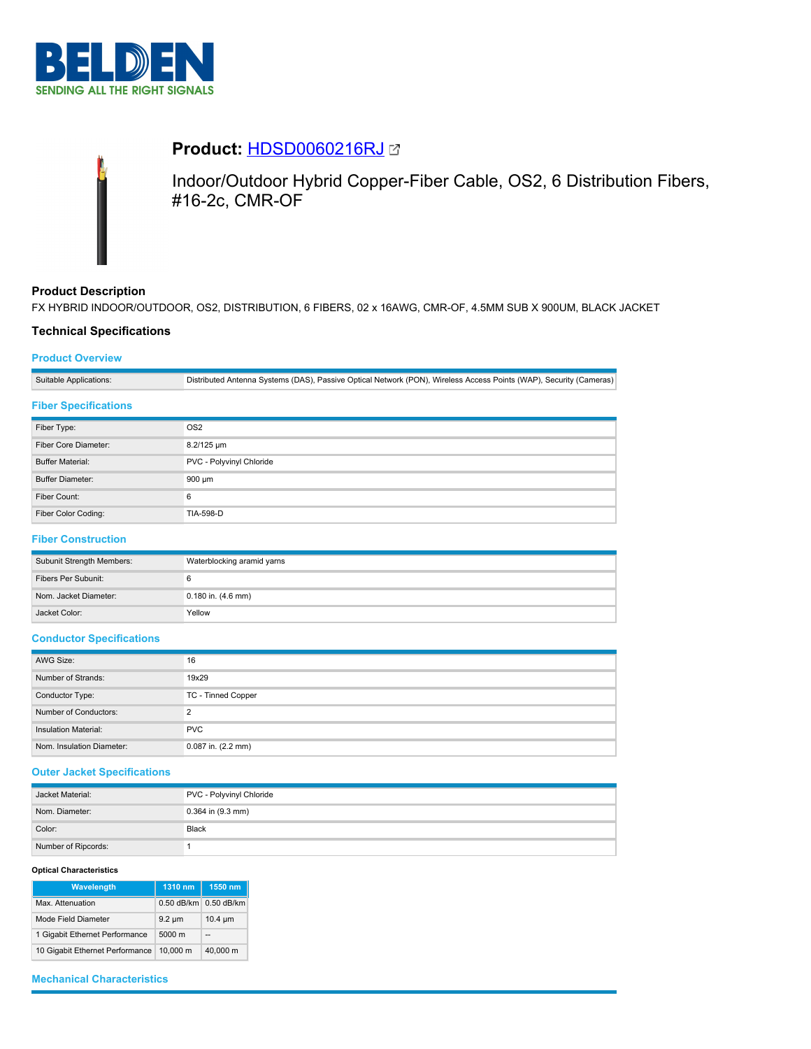**BELDEN**
SENDING ALL THE RIGHT SIGNALS

# Product: [HDSD0060216RJ]

Indoor/Outdoor Hybrid Copper-Fiber Cable, OS2, 6 Distribution Fibers, #16-2c, CMR-OF

## Product Description

FX HYBRID INDOOR/OUTDOOR, OS2, DISTRIBUTION, 6 FIBERS, 02 x 16AWG, CMR-OF, 4.5MM SUB X 900UM, BLACK JACKET

## Technical Specifications

### Product Overview

| | |
|---|---|
| Suitable Applications: | Distributed Antenna Systems (DAS), Passive Optical Network (PON), Wireless Access Points (WAP), Security (Cameras) |

### Fiber Specifications

| | |
|---|---|
| Fiber Type: | OS2 |
| Fiber Core Diameter: | 8.2/125 µm |
| Buffer Material: | PVC - Polyvinyl Chloride |
| Buffer Diameter: | 900 µm |
| Fiber Count: | 6 |
| Fiber Color Coding: | TIA-598-D |

### Fiber Construction

| | |
|---|---|
| Subunit Strength Members: | Waterblocking aramid yarns |
| Fibers Per Subunit: | 6 |
| Nom. Jacket Diameter: | 0.180 in. (4.6 mm) |
| Jacket Color: | Yellow |

### Conductor Specifications

| | |
|---|---|
| AWG Size: | 16 |
| Number of Strands: | 19x29 |
| Conductor Type: | TC - Tinned Copper |
| Number of Conductors: | 2 |
| Insulation Material: | PVC |
| Nom. Insulation Diameter: | 0.087 in. (2.2 mm) |

### Outer Jacket Specifications

| | |
|---|---|
| Jacket Material: | PVC - Polyvinyl Chloride |
| Nom. Diameter: | 0.364 in (9.3 mm) |
| Color: | Black |
| Number of Ripcords: | 1 |

**Optical Characteristics**

| Wavelength | 1310 nm | 1550 nm |
|---|---|---|
| Max. Attenuation | 0.50 dB/km | 0.50 dB/km |
| Mode Field Diameter | 9.2 µm | 10.4 µm |
| 1 Gigabit Ethernet Performance | 5000 m | -- |
| 10 Gigabit Ethernet Performance | 10,000 m | 40,000 m |

### Mechanical Characteristics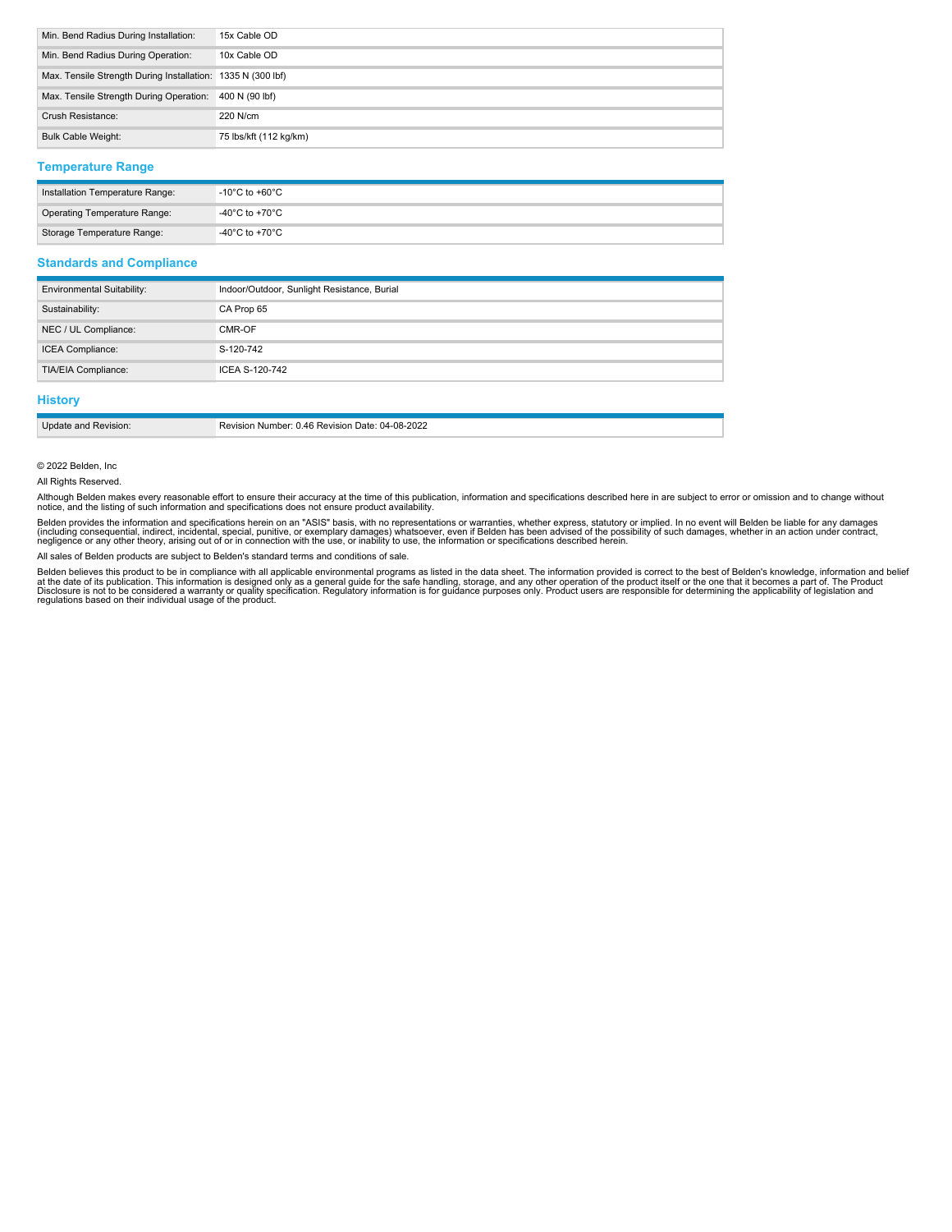| | |
|---|---|
| Min. Bend Radius During Installation: | 15x Cable OD |
| Min. Bend Radius During Operation: | 10x Cable OD |
| Max. Tensile Strength During Installation: | 1335 N (300 lbf) |
| Max. Tensile Strength During Operation: | 400 N (90 lbf) |
| Crush Resistance: | 220 N/cm |
| Bulk Cable Weight: | 75 lbs/kft (112 kg/km) |

## Temperature Range

| | |
|---|---|
| Installation Temperature Range: | -10°C to +60°C |
| Operating Temperature Range: | -40°C to +70°C |
| Storage Temperature Range: | -40°C to +70°C |

## Standards and Compliance

| | |
|---|---|
| Environmental Suitability: | Indoor/Outdoor, Sunlight Resistance, Burial |
| Sustainability: | CA Prop 65 |
| NEC / UL Compliance: | CMR-OF |
| ICEA Compliance: | S-120-742 |
| TIA/EIA Compliance: | ICEA S-120-742 |

## History

| | |
|---|---|
| Update and Revision: | Revision Number: 0.46 Revision Date: 04-08-2022 |

© 2022 Belden, Inc

All Rights Reserved.

Although Belden makes every reasonable effort to ensure their accuracy at the time of this publication, information and specifications described here in are subject to error or omission and to change without notice, and the listing of such information and specifications does not ensure product availability.

Belden provides the information and specifications herein on an "ASIS" basis, with no representations or warranties, whether express, statutory or implied. In no event will Belden be liable for any damages (including consequential, indirect, incidental, special, punitive, or exemplary damages) whatsoever, even if Belden has been advised of the possibility of such damages, whether in an action under contract, negligence or any other theory, arising out of or in connection with the use, or inability to use, the information or specifications described herein.

All sales of Belden products are subject to Belden's standard terms and conditions of sale.

Belden believes this product to be in compliance with all applicable environmental programs as listed in the data sheet. The information provided is correct to the best of Belden's knowledge, information and belief at the date of its publication. This information is designed only as a general guide for the safe handling, storage, and any other operation of the product itself or the one that it becomes a part of. The Product Disclosure is not to be considered a warranty or quality specification. Regulatory information is for guidance purposes only. Product users are responsible for determining the applicability of legislation and regulations based on their individual usage of the product.